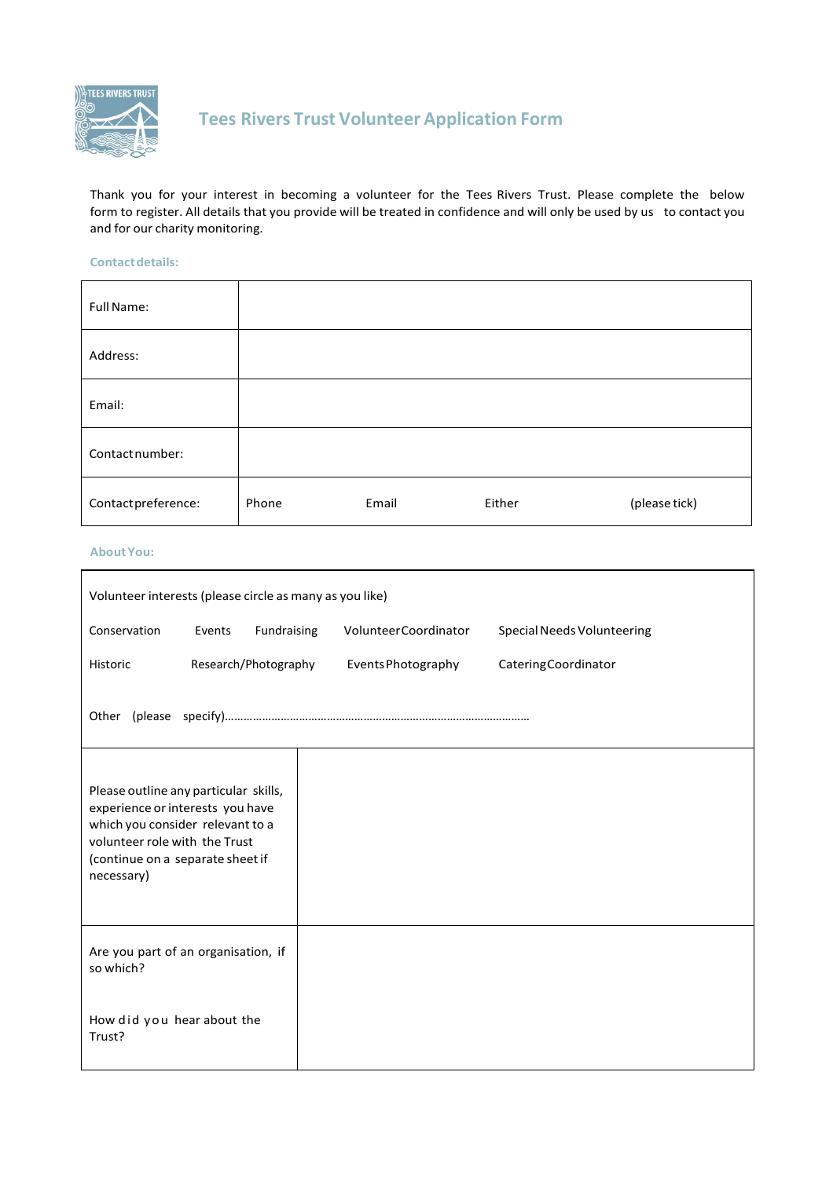# Tees Rivers Trust Volunteer Application Form

Thank you for your interest in becoming a volunteer for the Tees Rivers Trust. Please complete the below form to register. All details that you provide will be treated in confidence and will only be used by us to contact you and for our charity monitoring.

### Contact details:

| | |
|---|---|
| Full Name: | |
| Address: | |
| Email: | |
| Contact number: | |
| Contact preference: | Phone &nbsp;&nbsp;&nbsp; Email &nbsp;&nbsp;&nbsp; Either &nbsp;&nbsp;&nbsp; (please tick) |

### About You:

Volunteer interests (please circle as many as you like)

Conservation &nbsp; Events &nbsp; Fundraising &nbsp; Volunteer Coordinator &nbsp; Special Needs Volunteering

Historic &nbsp; Research/Photography &nbsp; Events Photography &nbsp; Catering Coordinator

Other (please specify)…………………………………………………………………………………………

| | |
|---|---|
| Please outline any particular skills, experience or interests you have which you consider relevant to a volunteer role with the Trust (continue on a separate sheet if necessary) | |
| Are you part of an organisation, if so which?<br><br>How did you hear about the Trust? | |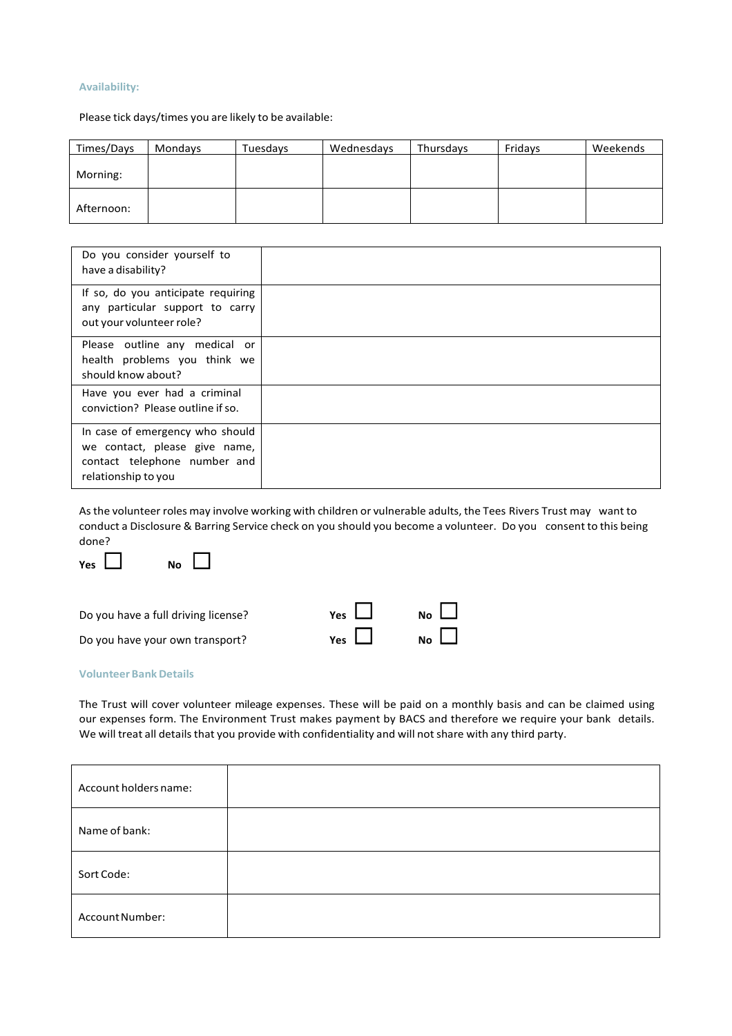### Availability:

Please tick days/times you are likely to be available:

| Times/Days | Mondays | Tuesdays | Wednesdays | Thursdays | Fridays | Weekends |
|---|---|---|---|---|---|---|
| Morning: | | | | | | |
| Afternoon: | | | | | | |

| | |
|---|---|
| Do you consider yourself to have a disability? | |
| If so, do you anticipate requiring any particular support to carry out your volunteer role? | |
| Please outline any medical or health problems you think we should know about? | |
| Have you ever had a criminal conviction? Please outline if so. | |
| In case of emergency who should we contact, please give name, contact telephone number and relationship to you | |

As the volunteer roles may involve working with children or vulnerable adults, the Tees Rivers Trust may want to conduct a Disclosure & Barring Service check on you should you become a volunteer. Do you consent to this being done?

**Yes** ☐ **No** ☐

Do you have a full driving license? **Yes** ☐ **No** ☐

Do you have your own transport? **Yes** ☐ **No** ☐

### Volunteer Bank Details

The Trust will cover volunteer mileage expenses. These will be paid on a monthly basis and can be claimed using our expenses form. The Environment Trust makes payment by BACS and therefore we require your bank details. We will treat all details that you provide with confidentiality and will not share with any third party.

| | |
|---|---|
| Account holders name: | |
| Name of bank: | |
| Sort Code: | |
| Account Number: | |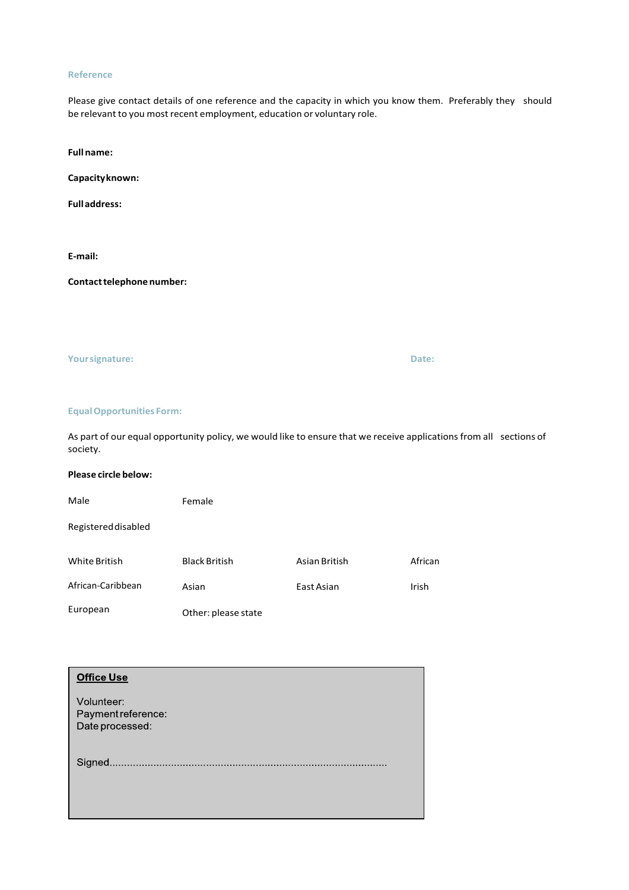### Reference

Please give contact details of one reference and the capacity in which you know them. Preferably they should be relevant to you most recent employment, education or voluntary role.

**Full name:**

**Capacity known:**

**Full address:**

**E-mail:**

**Contact telephone number:**

**Your signature:** **Date:**

### Equal Opportunities Form:

As part of our equal opportunity policy, we would like to ensure that we receive applications from all sections of society.

**Please circle below:**

| | | | |
|---|---|---|---|
| Male | Female | | |
| Registered disabled | | | |
| White British | Black British | Asian British | African |
| African-Caribbean | Asian | East Asian | Irish |
| European | Other: please state | | |

**Office Use**

Volunteer:
Payment reference:
Date processed:

Signed..............................................................................................